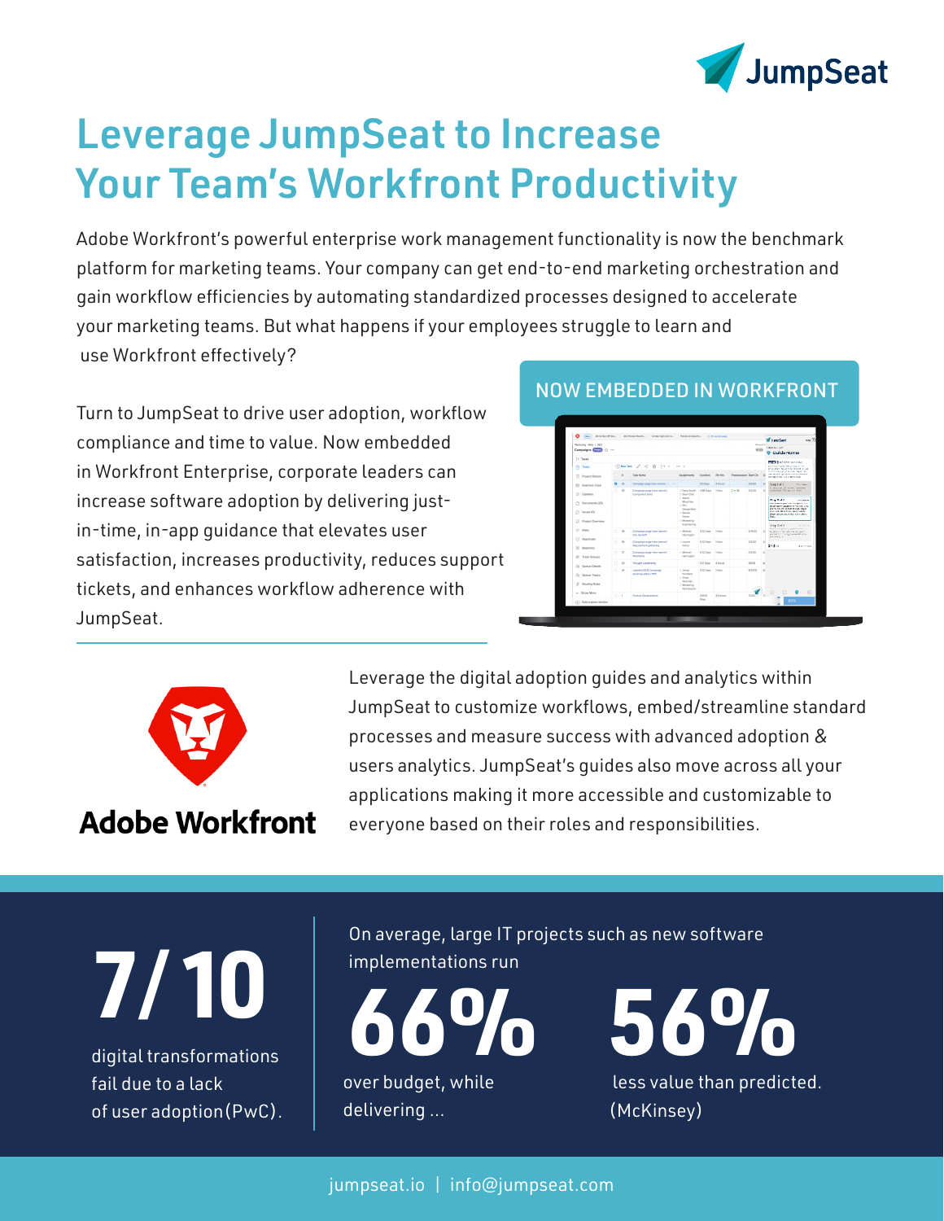JumpSeat

# Leverage JumpSeat to Increase Your Team's Workfront Productivity

Adobe Workfront's powerful enterprise work management functionality is now the benchmark platform for marketing teams. Your company can get end-to-end marketing orchestration and gain workflow efficiencies by automating standardized processes designed to accelerate your marketing teams. But what happens if your employees struggle to learn and use Workfront effectively?

Turn to JumpSeat to drive user adoption, workflow compliance and time to value. Now embedded in Workfront Enterprise, corporate leaders can increase software adoption by delivering just-in-time, in-app guidance that elevates user satisfaction, increases productivity, reduces support tickets, and enhances workflow adherence with JumpSeat.

**NOW EMBEDDED IN WORKFRONT**

**Adobe Workfront**

Leverage the digital adoption guides and analytics within JumpSeat to customize workflows, embed/streamline standard processes and measure success with advanced adoption & users analytics. JumpSeat's guides also move across all your applications making it more accessible and customizable to everyone based on their roles and responsibilities.

**7/10**

digital transformations fail due to a lack of user adoption (PwC).

On average, large IT projects such as new software implementations run

**66%**

over budget, while delivering ...

**56%**

less value than predicted. (McKinsey)

jumpseat.io | info@jumpseat.com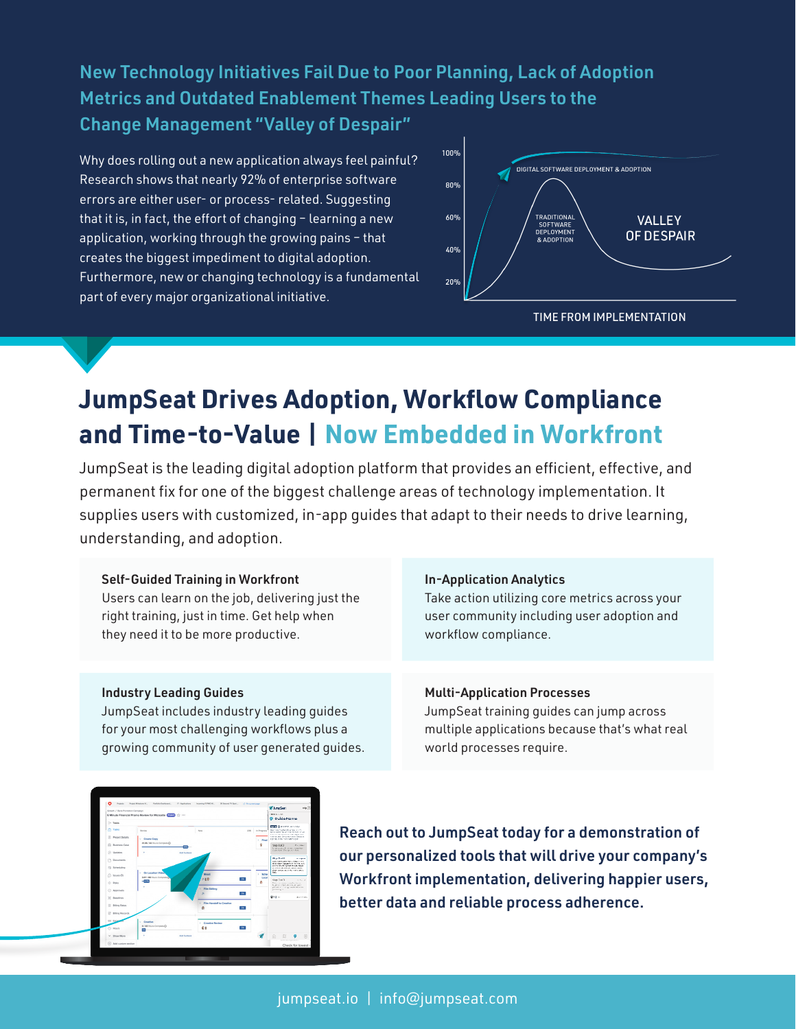## New Technology Initiatives Fail Due to Poor Planning, Lack of Adoption Metrics and Outdated Enablement Themes Leading Users to the Change Management "Valley of Despair"

Why does rolling out a new application always feel painful? Research shows that nearly 92% of enterprise software errors are either user- or process- related. Suggesting that it is, in fact, the effort of changing – learning a new application, working through the growing pains – that creates the biggest impediment to digital adoption. Furthermore, new or changing technology is a fundamental part of every major organizational initiative.

100%
80%
60%
40%
20%
DIGITAL SOFTWARE DEPLOYMENT & ADOPTION
TRADITIONAL SOFTWARE DEPLOYMENT & ADOPTION
VALLEY OF DESPAIR
TIME FROM IMPLEMENTATION

# JumpSeat Drives Adoption, Workflow Compliance and Time-to-Value | Now Embedded in Workfront

JumpSeat is the leading digital adoption platform that provides an efficient, effective, and permanent fix for one of the biggest challenge areas of technology implementation. It supplies users with customized, in-app guides that adapt to their needs to drive learning, understanding, and adoption.

**Self-Guided Training in Workfront**
Users can learn on the job, delivering just the right training, just in time. Get help when they need it to be more productive.

**In-Application Analytics**
Take action utilizing core metrics across your user community including user adoption and workflow compliance.

**Industry Leading Guides**
JumpSeat includes industry leading guides for your most challenging workflows plus a growing community of user generated guides.

**Multi-Application Processes**
JumpSeat training guides can jump across multiple applications because that's what real world processes require.

**Reach out to JumpSeat today for a demonstration of our personalized tools that will drive your company's Workfront implementation, delivering happier users, better data and reliable process adherence.**

jumpseat.io | info@jumpseat.com